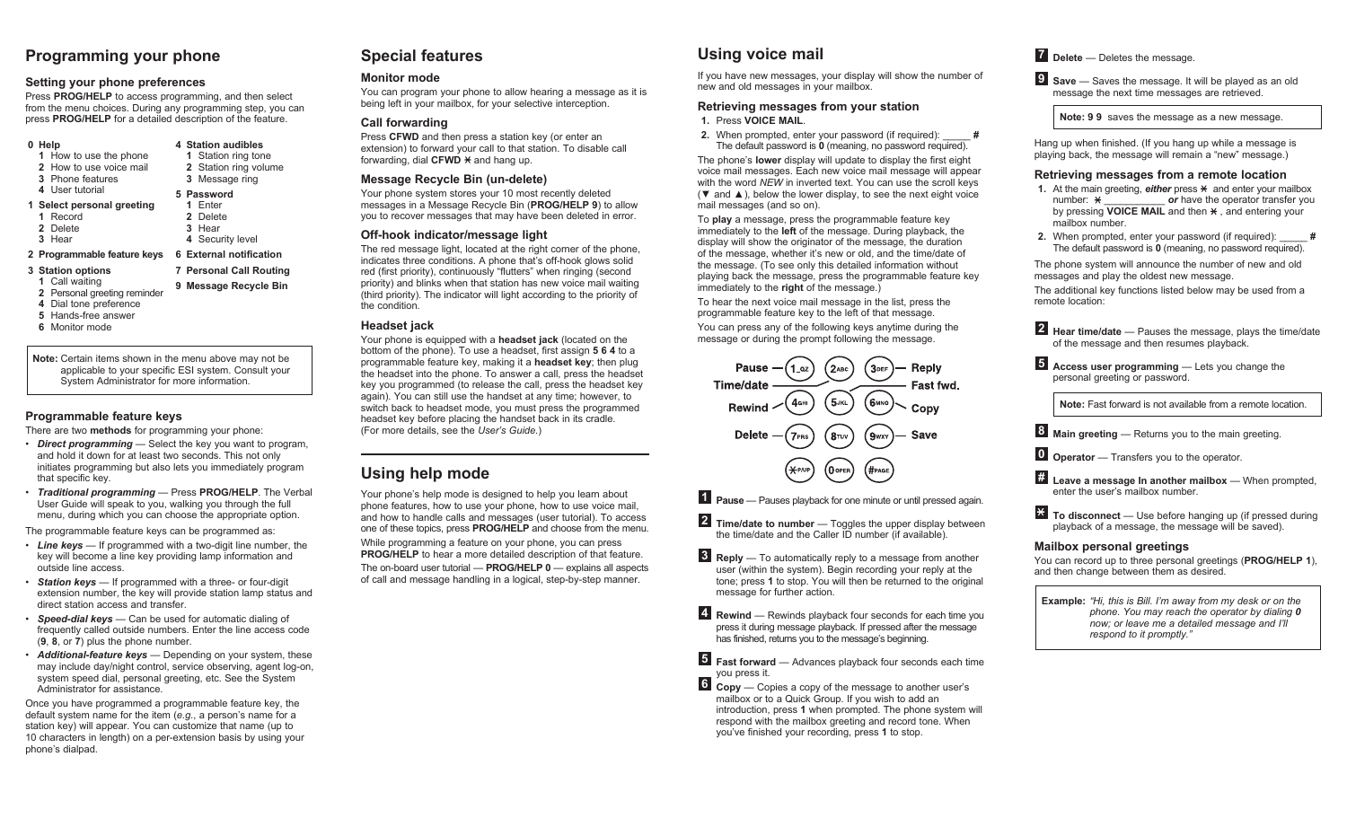# Programming your phone

### Setting your phone preferences

Press **PROG/HELP** to access programming, and then select from the menu choices. During any programming step, you can press **PROG/HELP** for a detailed description of the feature.

**0 Help**
- **1** How to use the phone
- **2** How to use voice mail
- **3** Phone features
- **4** User tutorial

**1 Select personal greeting**
- **1** Record
- **2** Delete
- **3** Hear

**2 Programmable feature keys**

**3 Station options**
- **1** Call waiting
- **2** Personal greeting reminder
- **4** Dial tone preference
- **5** Hands-free answer
- **6** Monitor mode

**4 Station audibles**
- **1** Station ring tone
- **2** Station ring volume
- **3** Message ring

**5 Password**
- **1** Enter
- **2** Delete
- **4** Security level

**6 External notification**

**7 Personal Call Routing**

**9 Message Recycle Bin**

**Note:** Certain items shown in the menu above may not be applicable to your specific ESI system. Consult your System Administrator for more information.

### Programmable feature keys

There are two **methods** for programming your phone:

- ***Direct programming*** — Select the key you want to program, and hold it down for at least two seconds. This not only initiates programming but also lets you immediately program that specific key.
- ***Traditional programming*** — Press **PROG/HELP**. The Verbal User Guide will speak to you, walking you through the full menu, during which you can choose the appropriate option.

The programmable feature keys can be programmed as:

- ***Line keys*** — If programmed with a two-digit line number, the key will become a line key providing lamp information and outside line access.
- ***Station keys*** — If programmed with a three- or four-digit extension number, the key will provide station lamp status and direct station access and transfer.
- ***Speed-dial keys*** — Can be used for automatic dialing of frequently called outside numbers. Enter the line access code (**9**, **8**, or **7**) plus the phone number.
- ***Additional-feature keys*** — Depending on your system, these may include day/night control, service observing, agent log-on, system speed dial, personal greeting, etc. See the System Administrator for assistance.

Once you have programmed a programmable feature key, the default system name for the item (*e.g.*, a person's name for a station key) will appear. You can customize that name (up to 10 characters in length) on a per-extension basis by using your phone's dialpad.

# Special features

### Monitor mode

You can program your phone to allow hearing a message as it is being left in your mailbox, for your selective interception.

### Call forwarding

Press **CFWD** and then press a station key (or enter an extension) to forward your call to that station. To disable call forwarding, dial **CFWD ✱** and hang up.

### Message Recycle Bin (un-delete)

Your phone system stores your 10 most recently deleted messages in a Message Recycle Bin (**PROG/HELP 9**) to allow you to recover messages that may have been deleted in error.

### Off-hook indicator/message light

The red message light, located at the right corner of the phone, indicates three conditions. A phone that's off-hook glows solid red (first priority), continuously "flutters" when ringing (second priority) and blinks when that station has new voice mail waiting (third priority). The indicator will light according to the priority of the condition.

### Headset jack

Your phone is equipped with a **headset jack** (located on the bottom of the phone). To use a headset, first assign **5 6 4** to a programmable feature key, making it a **headset key**; then plug the headset into the phone. To answer a call, press the headset key you programmed (to release the call, press the headset key again). You can still use the handset at any time; however, to switch back to headset mode, you must press the programmed headset key before placing the handset back in its cradle. (For more details, see the *User's Guide*.)

# Using help mode

Your phone's help mode is designed to help you learn about phone features, how to use your phone, how to use voice mail, and how to handle calls and messages (user tutorial). To access one of these topics, press **PROG/HELP** and choose from the menu.

While programming a feature on your phone, you can press **PROG/HELP** to hear a more detailed description of that feature.

The on-board user tutorial — **PROG/HELP 0** — explains all aspects of call and message handling in a logical, step-by-step manner.

# Using voice mail

If you have new messages, your display will show the number of new and old messages in your mailbox.

### Retrieving messages from your station

1. Press **VOICE MAIL**.
2. When prompted, enter your password (if required): _____ **#**
   The default password is **0** (meaning, no password required).

The phone's **lower** display will update to display the first eight voice mail messages. Each new voice mail message will appear with the word *NEW* in inverted text. You can use the scroll keys (▼ and ▲), below the lower display, to see the next eight voice mail messages (and so on).

To **play** a message, press the programmable feature key immediately to the **left** of the message. During playback, the display will show the originator of the message, the duration of the message, whether it's new or old, and the time/date of the message. (To see only this detailed information without playing back the message, press the programmable feature key immediately to the **right** of the message.)

To hear the next voice mail message in the list, press the programmable feature key to the left of that message.

You can press any of the following keys anytime during the message or during the prompt following the message.

| Key | Function |
|---|---|
| 1 | Pause |
| 2 | Time/date |
| 3 | Reply |
| 4 | Rewind |
| 5 | Fast fwd. |
| 6 | Copy |
| 7 | Delete |
| 9 | Save |

**1** **Pause** — Pauses playback for one minute or until pressed again.

**2** **Time/date to number** — Toggles the upper display between the time/date and the Caller ID number (if available).

**3** **Reply** — To automatically reply to a message from another user (within the system). Begin recording your reply at the tone; press **1** to stop. You will then be returned to the original message for further action.

**4** **Rewind** — Rewinds playback four seconds for each time you press it during message playback. If pressed after the message has finished, returns you to the message's beginning.

**5** **Fast forward** — Advances playback four seconds each time you press it.

**6** **Copy** — Copies a copy of the message to another user's mailbox or to a Quick Group. If you wish to add an introduction, press **1** when prompted. The phone system will respond with the mailbox greeting and record tone. When you've finished your recording, press **1** to stop.

**7** **Delete** — Deletes the message.

**9** **Save** — Saves the message. It will be played as an old message the next time messages are retrieved.

**Note: 9 9** saves the message as a new message.

Hang up when finished. (If you hang up while a message is playing back, the message will remain a "new" message.)

### Retrieving messages from a remote location

1. At the main greeting, ***either*** press **✱** and enter your mailbox number: **✱** __________ ***or*** have the operator transfer you by pressing **VOICE MAIL** and then **✱** , and entering your mailbox number.
2. When prompted, enter your password (if required): _____ **#**
   The default password is **0** (meaning, no password required).

The phone system will announce the number of new and old messages and play the oldest new message.

The additional key functions listed below may be used from a remote location:

**2** **Hear time/date** — Pauses the message, plays the time/date of the message and then resumes playback.

**5** **Access user programming** — Lets you change the personal greeting or password.

**Note:** Fast forward is not available from a remote location.

**8** **Main greeting** — Returns you to the main greeting.

**0** **Operator** — Transfers you to the operator.

**#** **Leave a message In another mailbox** — When prompted, enter the user's mailbox number.

**✱** **To disconnect** — Use before hanging up (if pressed during playback of a message, the message will be saved).

### Mailbox personal greetings

You can record up to three personal greetings (**PROG/HELP 1**), and then change between them as desired.

**Example:** *"Hi, this is Bill. I'm away from my desk or on the phone. You may reach the operator by dialing **0** now; or leave me a detailed message and I'll respond to it promptly."*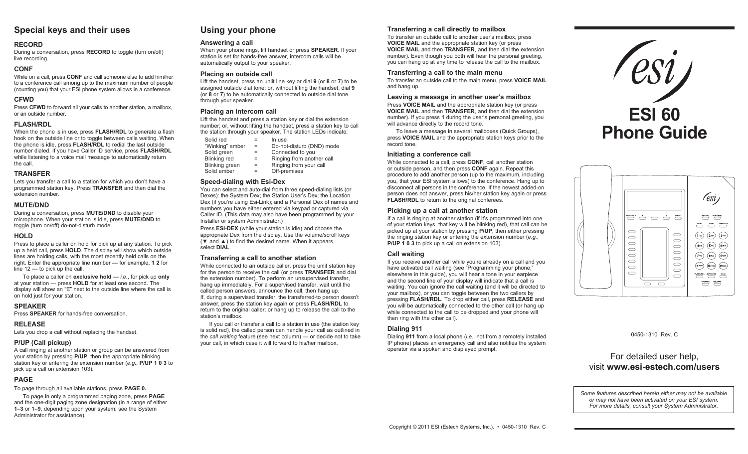## Special keys and their uses

### RECORD

During a conversation, press **RECORD** to toggle (turn on/off) live recording.

### CONF

While on a call, press **CONF** and call someone else to add him/her to a conference call among up to the maximum number of people (counting you) that your ESI phone system allows in a conference.

### CFWD

Press **CFWD** to forward all your calls to another station, a mailbox, or an outside number.

### FLASH/RDL

When the phone is in use, press **FLASH/RDL** to generate a flash hook on the outside line or to toggle between calls waiting. When the phone is idle, press **FLASH/RDL** to redial the last outside number dialed. If you have Caller ID service, press **FLASH/RDL** while listening to a voice mail message to automatically return the call.

### TRANSFER

Lets you transfer a call to a station for which you don't have a programmed station key. Press **TRANSFER** and then dial the extension number.

### MUTE/DND

During a conversation, press **MUTE/DND** to disable your microphone. When your station is idle, press **MUTE/DND** to toggle (turn on/off) do-not-disturb mode.

### HOLD

Press to place a caller on hold for pick up at any station. To pick up a held call, press **HOLD**. The display will show which outside lines are holding calls, with the most recently held calls on the right. Enter the appropriate line number — for example, **1 2** for line 12 — to pick up the call.

To place a caller on **exclusive hold** — *i.e.*, for pick up **only** at your station — press **HOLD** for at least one second. The display will show an "E" next to the outside line where the call is on hold just for your station.

### SPEAKER

Press **SPEAKER** for hands-free conversation.

### RELEASE

Lets you drop a call without replacing the handset.

### P/UP (Call pickup)

A call ringing at another station or group can be answered from your station by pressing **P/UP**, then the appropriate blinking station key or entering the extension number (*e.g.*, **P/UP 1 0 3** to pick up a call on extension 103).

### PAGE

To page through all available stations, press **PAGE 0.**

To page in only a programmed paging zone, press **PAGE** and the one-digit paging zone designation (in a range of either **1**–**3** or **1**–**9**, depending upon your system; see the System Administrator for assistance).

## Using your phone

### Answering a call

When your phone rings, lift handset or press **SPEAKER**. If your station is set for hands-free answer, intercom calls will be automatically output to your speaker.

### Placing an outside call

Lift the handset, press an unlit line key or dial **9** (or **8** or **7**) to be assigned outside dial tone; or, without lifting the handset, dial **9** (or **8** or **7**) to be automatically connected to outside dial tone through your speaker.

### Placing an intercom call

Lift the handset and press a station key or dial the extension number; or, without lifting the handset, press a station key to call the station through your speaker. The station LEDs indicate:

| | | |
|---|---|---|
| Solid red | = | In use |
| "Winking" amber | = | Do-not-disturb (DND) mode |
| Solid green | = | Connected to you |
| Blinking red | = | Ringing from another call |
| Blinking green | = | Ringing from your call |
| Solid amber | = | Off-premises |

### Speed-dialing with Esi-Dex

You can select and auto-dial from three speed-dialing lists (or Dexes): the System Dex; the Station User's Dex; the Location Dex (if you're using Esi-Link); and a Personal Dex of names and numbers you have either entered via keypad or captured via Caller ID. (This data may also have been programmed by your Installer or system Administrator.)

Press **ESI-DEX** (while your station is idle) and choose the appropriate Dex from the display. Use the volume/scroll keys (▼ and ▲) to find the desired name. When it appears, select **DIAL**.

### Transferring a call to another station

While connected to an outside caller, press the unlit station key for the person to receive the call (or press **TRANSFER** and dial the extension number). To perform an unsupervised transfer, hang up immediately. For a supervised transfer, wait until the called person answers, announce the call, then hang up. If, during a supervised transfer, the transferred-to person doesn't answer, press the station key again or press **FLASH/RDL** to return to the original caller; or hang up to release the call to the station's mailbox.

If you call or transfer a call to a station in use (the station key is solid red), the called person can handle your call as outlined in the *call waiting* feature (see next column) — or decide not to take your call, in which case it will forward to his/her mailbox.

### Transferring a call directly to mailbox

To transfer an outside call to another user's mailbox, press **VOICE MAIL** and the appropriate station key (or press **VOICE MAIL** and then **TRANSFER**, and then dial the extension number). Even though you both will hear the personal greeting, you can hang up at any time to release the call to the mailbox.

### Transferring a call to the main menu

To transfer an outside call to the main menu, press **VOICE MAIL** and hang up.

### Leaving a message in another user's mailbox

Press **VOICE MAIL** and the appropriate station key (or press **VOICE MAIL** and then **TRANSFER**, and then dial the extension number). If you press **1** during the user's personal greeting, you will advance directly to the record tone.

To leave a message in several mailboxes (Quick Groups), press **VOICE MAIL** and the appropriate station keys prior to the record tone.

### Initiating a conference call

While connected to a call, press **CONF**, call another station or outside person, and then press **CONF** again. Repeat this procedure to add another person (up to the maximum, including you, that your ESI system allows) to the conference. Hang up to disconnect all persons in the conference. If the newest added-on person does not answer, press his/her station key again or press **FLASH/RDL** to return to the original conferees.

### Picking up a call at another station

If a call is ringing at another station (if it's programmed into one of your station keys, that key will be blinking red), that call can be picked up at your station by pressing **P/UP**, then either pressing the ringing station key or entering the extension number (*e.g.*, **P/UP 1 0 3** to pick up a call on extension 103).

### Call waiting

If you receive another call while you're already on a call and you have activated call waiting (see "Programming your phone," elsewhere in this guide), you will hear a tone in your earpiece and the second line of your display will indicate that a call is waiting. You can ignore the call waiting (and it will be directed to your mailbox), or you can toggle between the two callers by pressing **FLASH/RDL**. To drop either call, press **RELEASE** and you will be automatically connected to the other call (or hang up while connected to the call to be dropped and your phone will then ring with the other call).

### Dialing 911

Dialing **911** from a local phone (*i.e.*, not from a remotely installed IP phone) places an emergency call and also notifies the system operator via a spoken and displayed prompt.

Copyright © 2011 ESI (Estech Systems, Inc.). • 0450-1310 Rev. C

esi

# ESI 60 Phone Guide

0450-1310 Rev. C

For detailed user help, visit **www.esi-estech.com/users**

*Some features described herein either may not be available or may not have been activated on your ESI system. For more details, consult your System Administrator.*